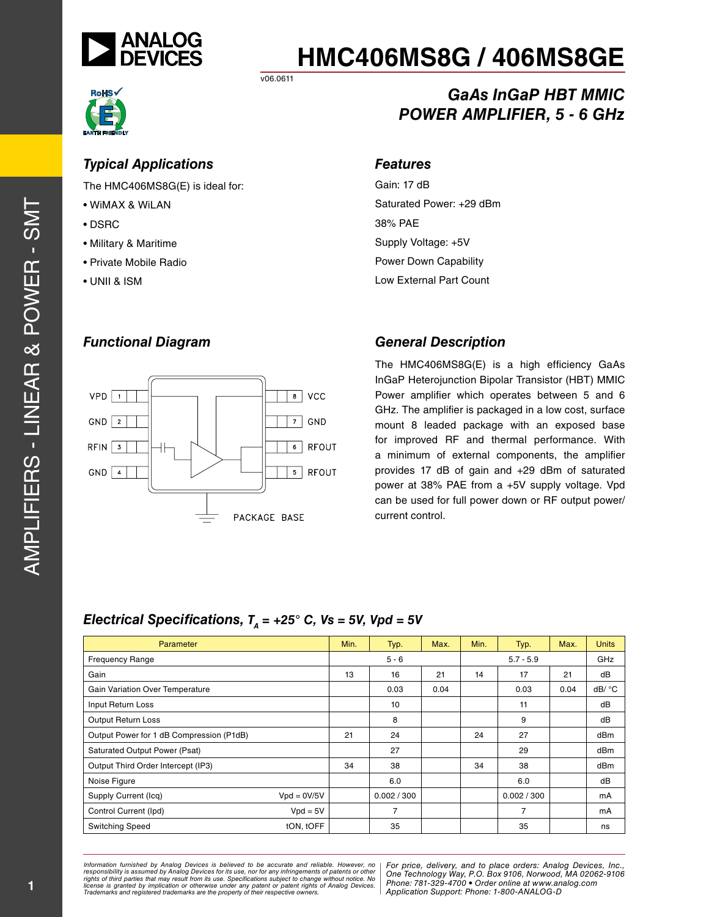# HMC406MS8G / 406MS8GE

v06.0611

## GaAs InGaP HBT MMIC POWER AMPLIFIER, 5 - 6 GHz

### Typical Applications

The HMC406MS8G(E) is ideal for:

- WiMAX & WiLAN
- DSRC
- Military & Maritime
- Private Mobile Radio
- UNII & ISM

### Features

Gain: 17 dB

Saturated Power: +29 dBm

38% PAE

Supply Voltage: +5V

Power Down Capability

Low External Part Count

### Functional Diagram

VPD 1, GND 2, RFIN 3, GND 4, VCC 8, GND 7, RFOUT 6, RFOUT 5, PACKAGE BASE

### General Description

The HMC406MS8G(E) is a high efficiency GaAs InGaP Heterojunction Bipolar Transistor (HBT) MMIC Power amplifier which operates between 5 and 6 GHz. The amplifier is packaged in a low cost, surface mount 8 leaded package with an exposed base for improved RF and thermal performance. With a minimum of external components, the amplifier provides 17 dB of gain and +29 dBm of saturated power at 38% PAE from a +5V supply voltage. Vpd can be used for full power down or RF output power/ current control.

### Electrical Specifications, $T_A$ = +25° C, Vs = 5V, Vpd = 5V

| Parameter | | Min. | Typ. | Max. | Min. | Typ. | Max. | Units |
|---|---|---|---|---|---|---|---|---|
| Frequency Range | | | 5 - 6 | | | 5.7 - 5.9 | | GHz |
| Gain | | 13 | 16 | 21 | 14 | 17 | 21 | dB |
| Gain Variation Over Temperature | | | 0.03 | 0.04 | | 0.03 | 0.04 | dB/ °C |
| Input Return Loss | | | 10 | | | 11 | | dB |
| Output Return Loss | | | 8 | | | 9 | | dB |
| Output Power for 1 dB Compression (P1dB) | | 21 | 24 | | 24 | 27 | | dBm |
| Saturated Output Power (Psat) | | | 27 | | | 29 | | dBm |
| Output Third Order Intercept (IP3) | | 34 | 38 | | 34 | 38 | | dBm |
| Noise Figure | | | 6.0 | | | 6.0 | | dB |
| Supply Current (Icq) | Vpd = 0V/5V | | 0.002 / 300 | | | 0.002 / 300 | | mA |
| Control Current (Ipd) | Vpd = 5V | | 7 | | | 7 | | mA |
| Switching Speed | tON, tOFF | | 35 | | | 35 | | ns |

*Information furnished by Analog Devices is believed to be accurate and reliable. However, no responsibility is assumed by Analog Devices for its use, nor for any infringements of patents or other rights of third parties that may result from its use. Specifications subject to change without notice. No license is granted by implication or otherwise under any patent or patent rights of Analog Devices. Trademarks and registered trademarks are the property of their respective owners.*

*For price, delivery, and to place orders: Analog Devices, Inc., One Technology Way, P.O. Box 9106, Norwood, MA 02062-9106 Phone: 781-329-4700 • Order online at www.analog.com Application Support: Phone: 1-800-ANALOG-D*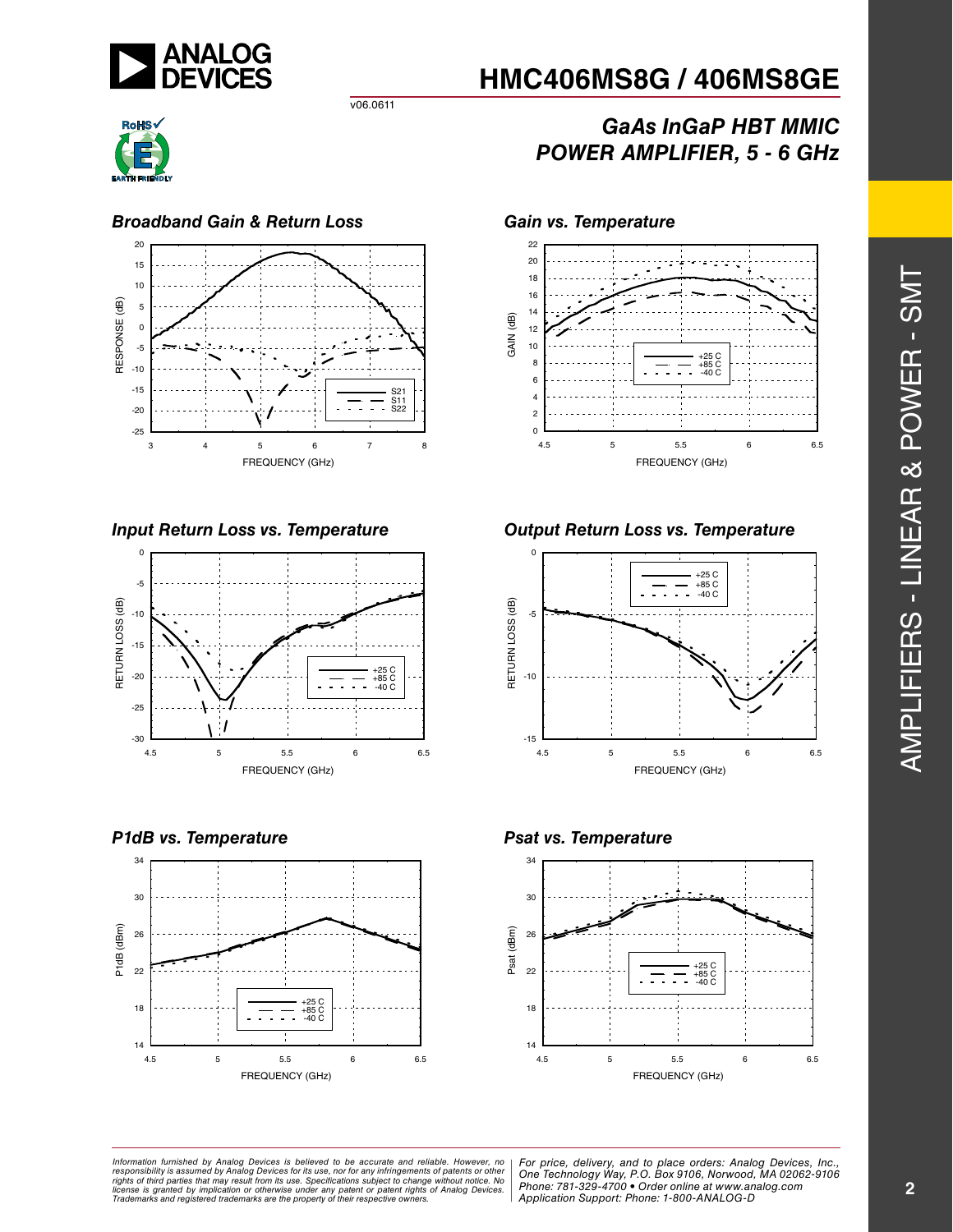# HMC406MS8G / 406MS8GE

v06.0611

## GaAs InGaP HBT MMIC POWER AMPLIFIER, 5 - 6 GHz

### Broadband Gain & Return Loss

RESPONSE (dB) vs. FREQUENCY (GHz)

Legend: S21, S11, S22

### Gain vs. Temperature

GAIN (dB) vs. FREQUENCY (GHz)

Legend: +25 C, +85 C, -40 C

### Input Return Loss vs. Temperature

RETURN LOSS (dB) vs. FREQUENCY (GHz)

Legend: +25 C, +85 C, -40 C

### Output Return Loss vs. Temperature

RETURN LOSS (dB) vs. FREQUENCY (GHz)

Legend: +25 C, +85 C, -40 C

### P1dB vs. Temperature

P1dB (dBm) vs. FREQUENCY (GHz)

Legend: +25 C, +85 C, -40 C

### Psat vs. Temperature

Psat (dBm) vs. FREQUENCY (GHz)

Legend: +25 C, +85 C, -40 C

*Information furnished by Analog Devices is believed to be accurate and reliable. However, no responsibility is assumed by Analog Devices for its use, nor for any infringements of patents or other rights of third parties that may result from its use. Specifications subject to change without notice. No license is granted by implication or otherwise under any patent or patent rights of Analog Devices. Trademarks and registered trademarks are the property of their respective owners.*

*For price, delivery, and to place orders: Analog Devices, Inc., One Technology Way, P.O. Box 9106, Norwood, MA 02062-9106 Phone: 781-329-4700 • Order online at www.analog.com Application Support: Phone: 1-800-ANALOG-D*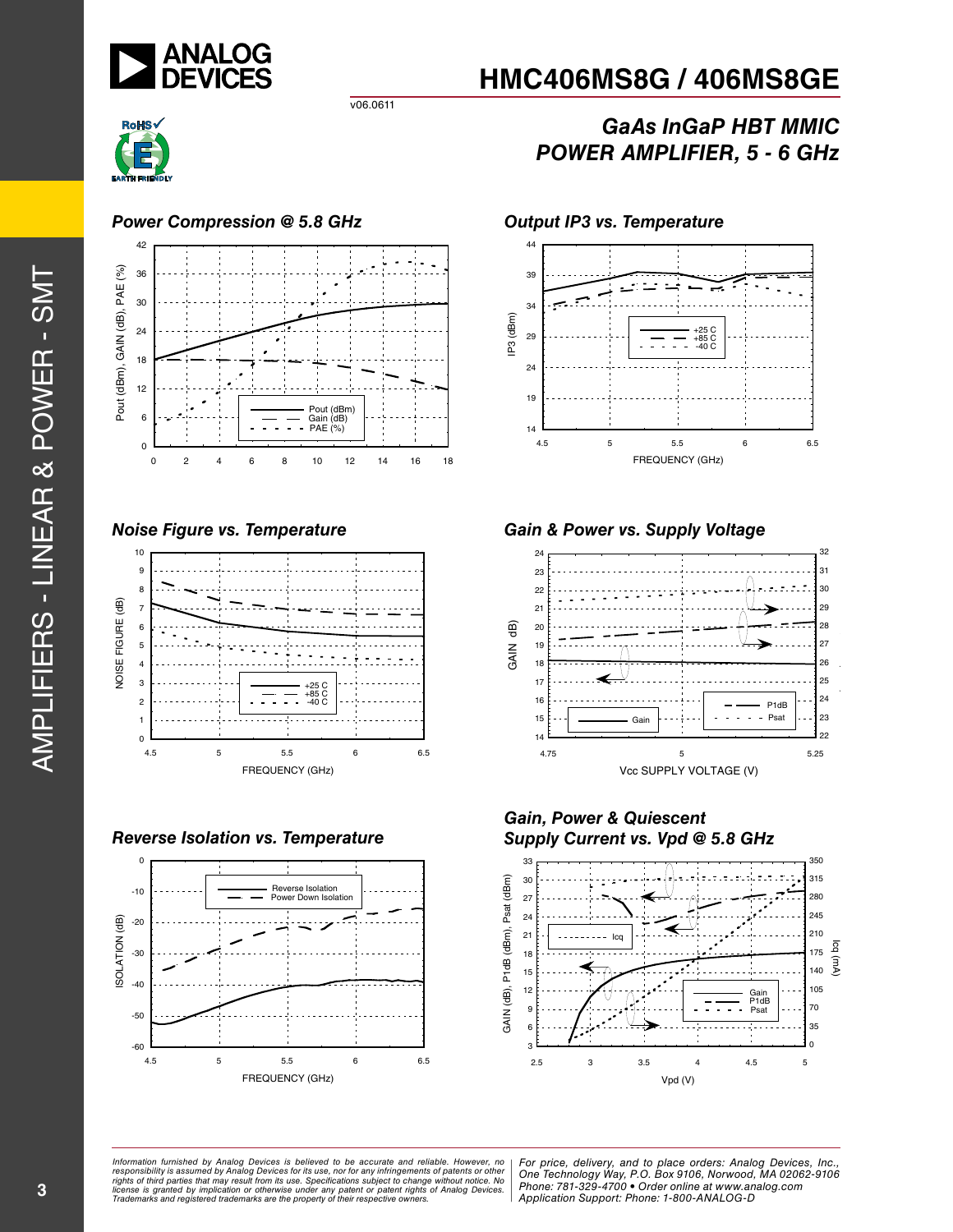# HMC406MS8G / 406MS8GE

v06.0611

## GaAs InGaP HBT MMIC POWER AMPLIFIER, 5 - 6 GHz

### Power Compression @ 5.8 GHz

### Output IP3 vs. Temperature

### Noise Figure vs. Temperature

### Gain & Power vs. Supply Voltage

### Reverse Isolation vs. Temperature

### Gain, Power & Quiescent Supply Current vs. Vpd @ 5.8 GHz

---

*Information furnished by Analog Devices is believed to be accurate and reliable. However, no responsibility is assumed by Analog Devices for its use, nor for any infringements of patents or other rights of third parties that may result from its use. Specifications subject to change without notice. No license is granted by implication or otherwise under any patent or patent rights of Analog Devices. Trademarks and registered trademarks are the property of their respective owners.*

*For price, delivery, and to place orders: Analog Devices, Inc., One Technology Way, P.O. Box 9106, Norwood, MA 02062-9106 Phone: 781-329-4700 • Order online at www.analog.com Application Support: Phone: 1-800-ANALOG-D*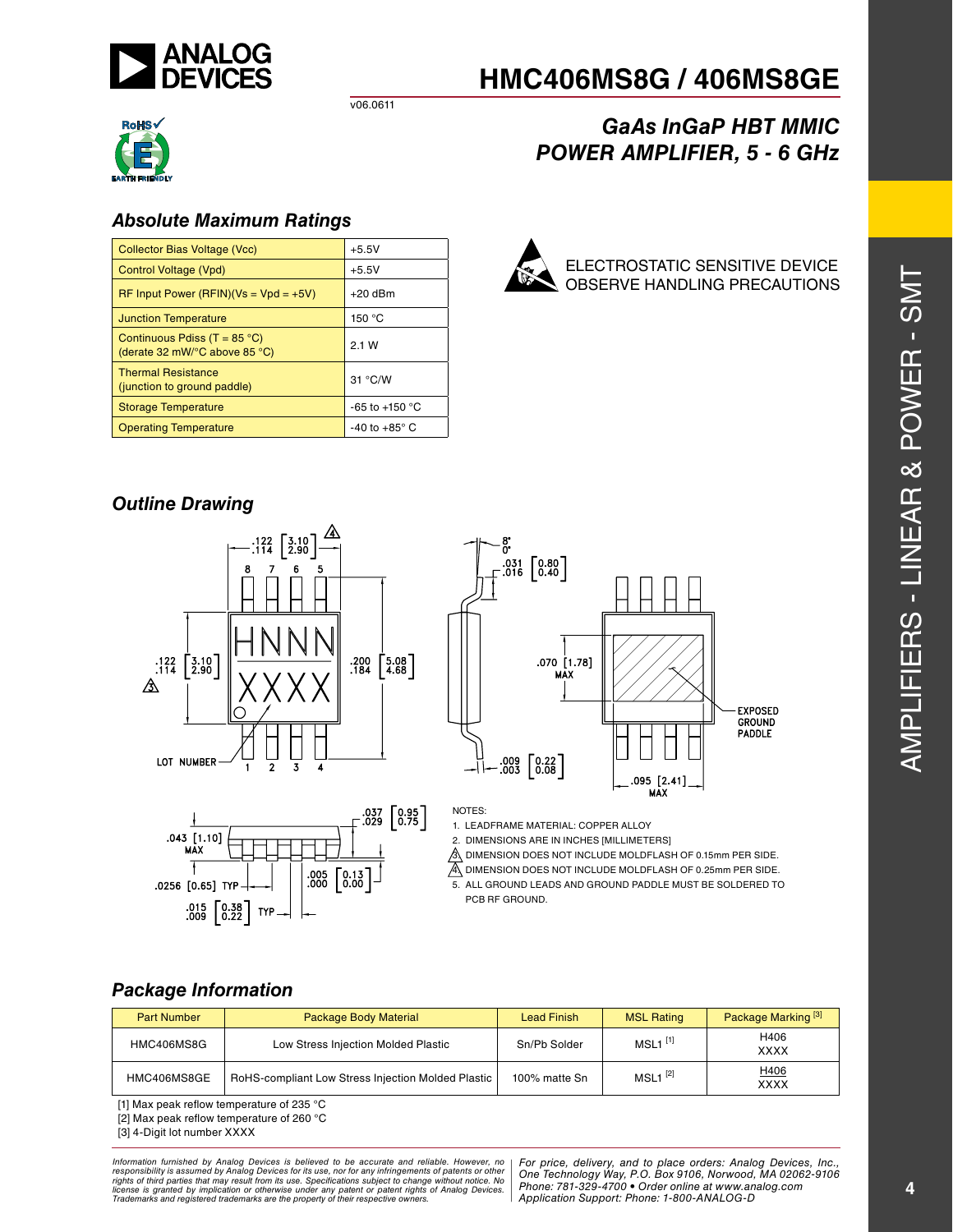# HMC406MS8G / 406MS8GE

v06.0611

## GaAs InGaP HBT MMIC POWER AMPLIFIER, 5 - 6 GHz

### Absolute Maximum Ratings

| | |
|---|---|
| Collector Bias Voltage (Vcc) | +5.5V |
| Control Voltage (Vpd) | +5.5V |
| RF Input Power (RFIN)(Vs = Vpd = +5V) | +20 dBm |
| Junction Temperature | 150 °C |
| Continuous Pdiss (T = 85 °C) (derate 32 mW/°C above 85 °C) | 2.1 W |
| Thermal Resistance (junction to ground paddle) | 31 °C/W |
| Storage Temperature | -65 to +150 °C |
| Operating Temperature | -40 to +85° C |

ELECTROSTATIC SENSITIVE DEVICE
OBSERVE HANDLING PRECAUTIONS

### Outline Drawing

NOTES:

1. LEADFRAME MATERIAL: COPPER ALLOY
2. DIMENSIONS ARE IN INCHES [MILLIMETERS]
3. DIMENSION DOES NOT INCLUDE MOLDFLASH OF 0.15mm PER SIDE.
4. DIMENSION DOES NOT INCLUDE MOLDFLASH OF 0.25mm PER SIDE.
5. ALL GROUND LEADS AND GROUND PADDLE MUST BE SOLDERED TO PCB RF GROUND.

### Package Information

| Part Number | Package Body Material | Lead Finish | MSL Rating | Package Marking [3] |
|---|---|---|---|---|
| HMC406MS8G | Low Stress Injection Molded Plastic | Sn/Pb Solder | MSL1 [1] | H406 XXXX |
| HMC406MS8GE | RoHS-compliant Low Stress Injection Molded Plastic | 100% matte Sn | MSL1 [2] | H406 XXXX |

[1] Max peak reflow temperature of 235 °C

[2] Max peak reflow temperature of 260 °C

[3] 4-Digit lot number XXXX

*Information furnished by Analog Devices is believed to be accurate and reliable. However, no responsibility is assumed by Analog Devices for its use, nor for any infringements of patents or other rights of third parties that may result from its use. Specifications subject to change without notice. No license is granted by implication or otherwise under any patent or patent rights of Analog Devices. Trademarks and registered trademarks are the property of their respective owners.*

*For price, delivery, and to place orders: Analog Devices, Inc., One Technology Way, P.O. Box 9106, Norwood, MA 02062-9106 Phone: 781-329-4700 • Order online at www.analog.com Application Support: Phone: 1-800-ANALOG-D*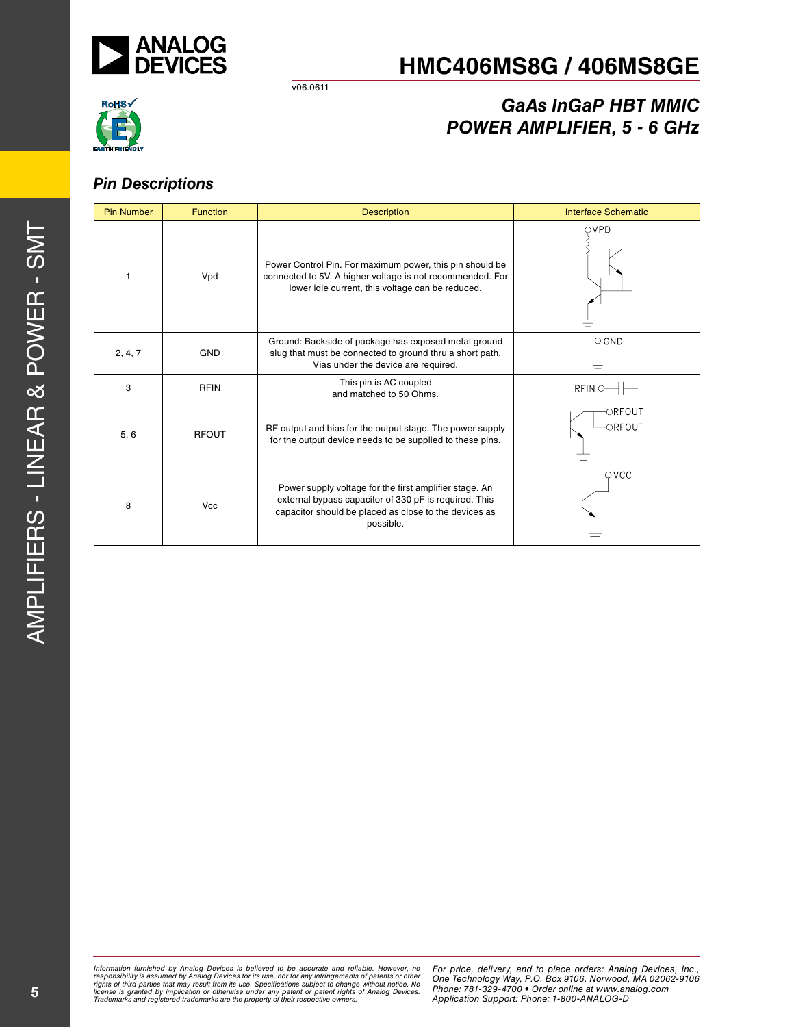## Pin Descriptions

| Pin Number | Function | Description | Interface Schematic |
|---|---|---|---|
| 1 | Vpd | Power Control Pin. For maximum power, this pin should be connected to 5V. A higher voltage is not recommended. For lower idle current, this voltage can be reduced. | VPD |
| 2, 4, 7 | GND | Ground: Backside of package has exposed metal ground slug that must be connected to ground thru a short path. Vias under the device are required. | GND |
| 3 | RFIN | This pin is AC coupled and matched to 50 Ohms. | RFIN |
| 5, 6 | RFOUT | RF output and bias for the output stage. The power supply for the output device needs to be supplied to these pins. | RFOUT RFOUT |
| 8 | Vcc | Power supply voltage for the first amplifier stage. An external bypass capacitor of 330 pF is required. This capacitor should be placed as close to the devices as possible. | VCC |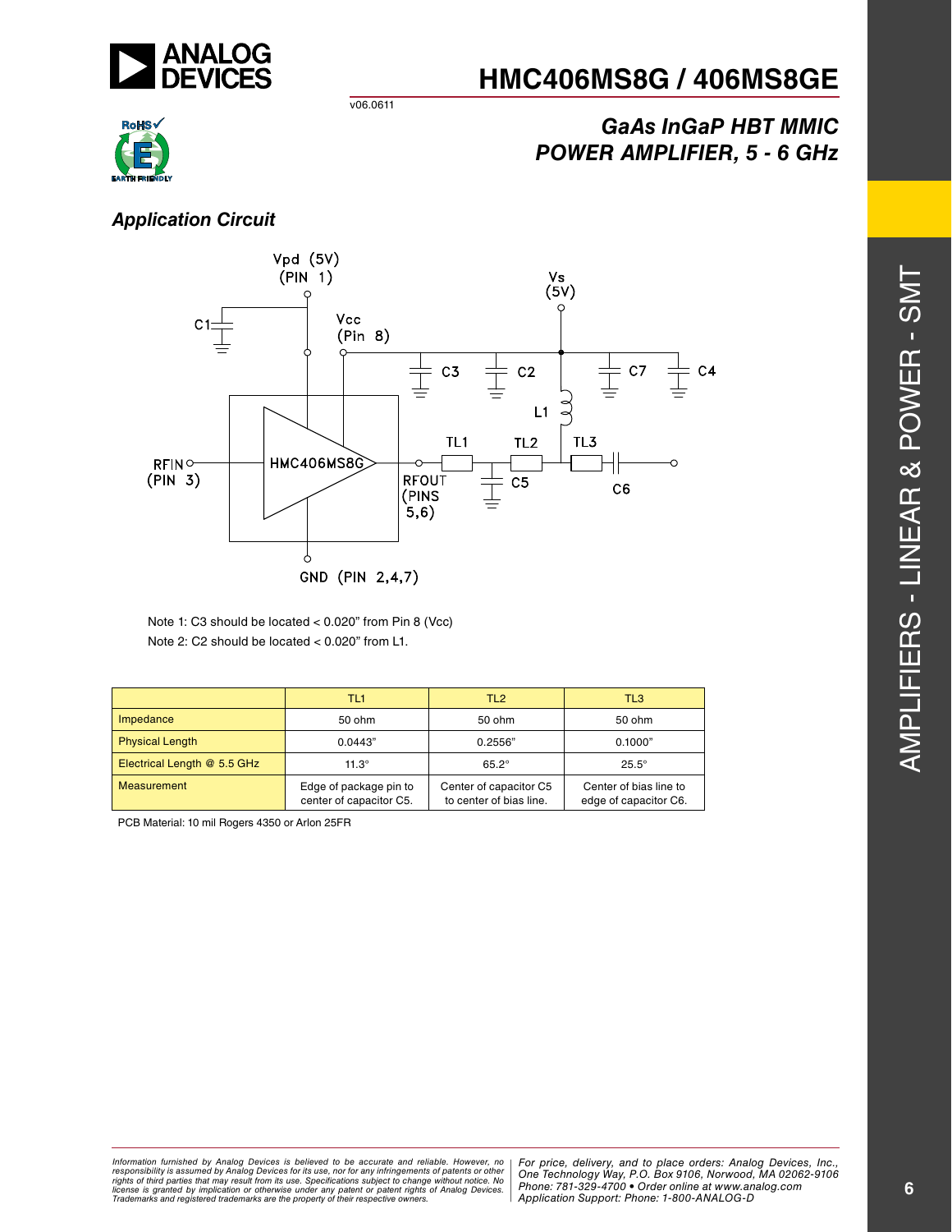## Application Circuit

Note 1: C3 should be located < 0.020" from Pin 8 (Vcc)

Note 2: C2 should be located < 0.020" from L1.

| | TL1 | TL2 | TL3 |
|---|---|---|---|
| Impedance | 50 ohm | 50 ohm | 50 ohm |
| Physical Length | 0.0443" | 0.2556" | 0.1000" |
| Electrical Length @ 5.5 GHz | 11.3° | 65.2° | 25.5° |
| Measurement | Edge of package pin to center of capacitor C5. | Center of capacitor C5 to center of bias line. | Center of bias line to edge of capacitor C6. |

PCB Material: 10 mil Rogers 4350 or Arlon 25FR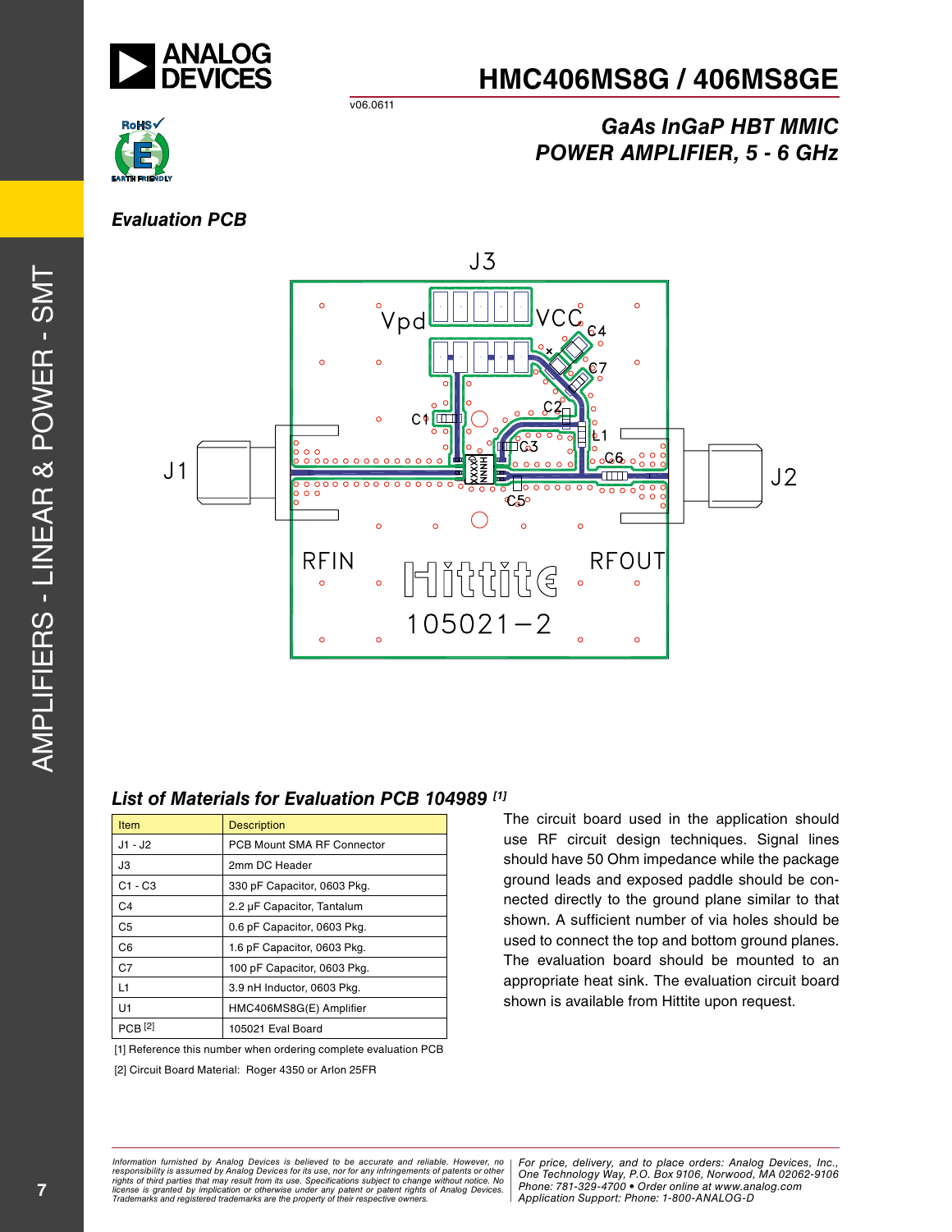## Evaluation PCB

## List of Materials for Evaluation PCB 104989 [1]

| Item | Description |
|---|---|
| J1 - J2 | PCB Mount SMA RF Connector |
| J3 | 2mm DC Header |
| C1 - C3 | 330 pF Capacitor, 0603 Pkg. |
| C4 | 2.2 µF Capacitor, Tantalum |
| C5 | 0.6 pF Capacitor, 0603 Pkg. |
| C6 | 1.6 pF Capacitor, 0603 Pkg. |
| C7 | 100 pF Capacitor, 0603 Pkg. |
| L1 | 3.9 nH Inductor, 0603 Pkg. |
| U1 | HMC406MS8G(E) Amplifier |
| PCB [2] | 105021 Eval Board |

[1] Reference this number when ordering complete evaluation PCB

[2] Circuit Board Material: Roger 4350 or Arlon 25FR

The circuit board used in the application should use RF circuit design techniques. Signal lines should have 50 Ohm impedance while the package ground leads and exposed paddle should be connected directly to the ground plane similar to that shown. A sufficient number of via holes should be used to connect the top and bottom ground planes. The evaluation board should be mounted to an appropriate heat sink. The evaluation circuit board shown is available from Hittite upon request.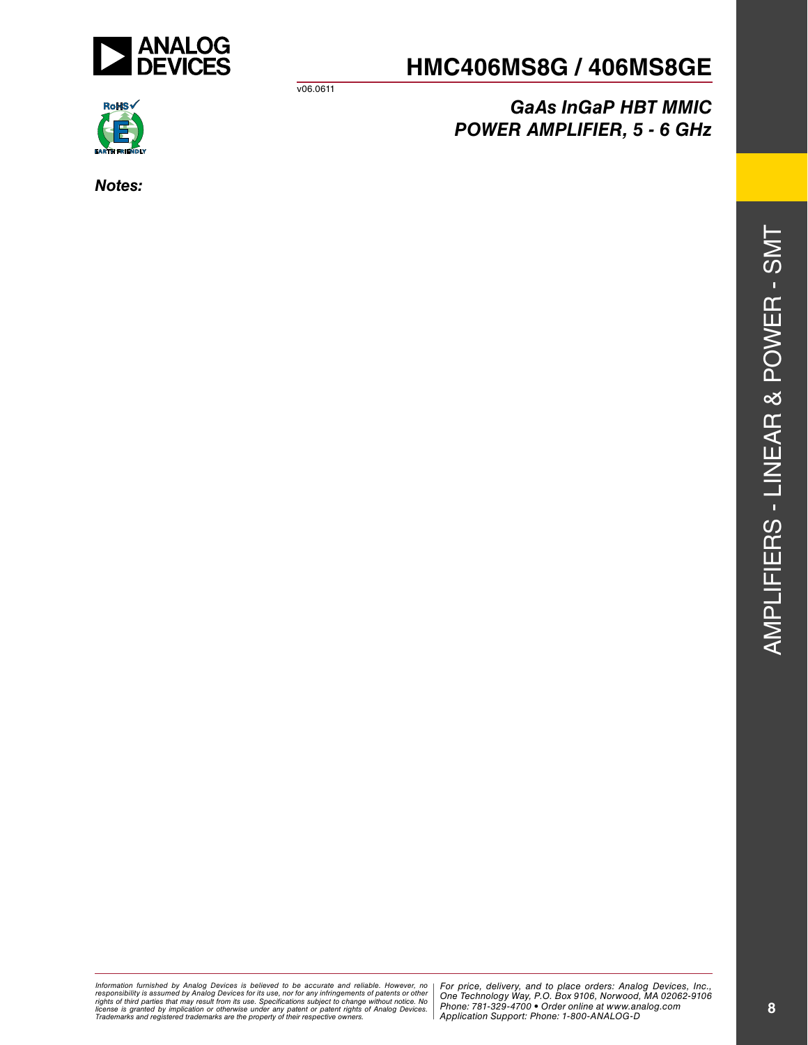**Notes:**